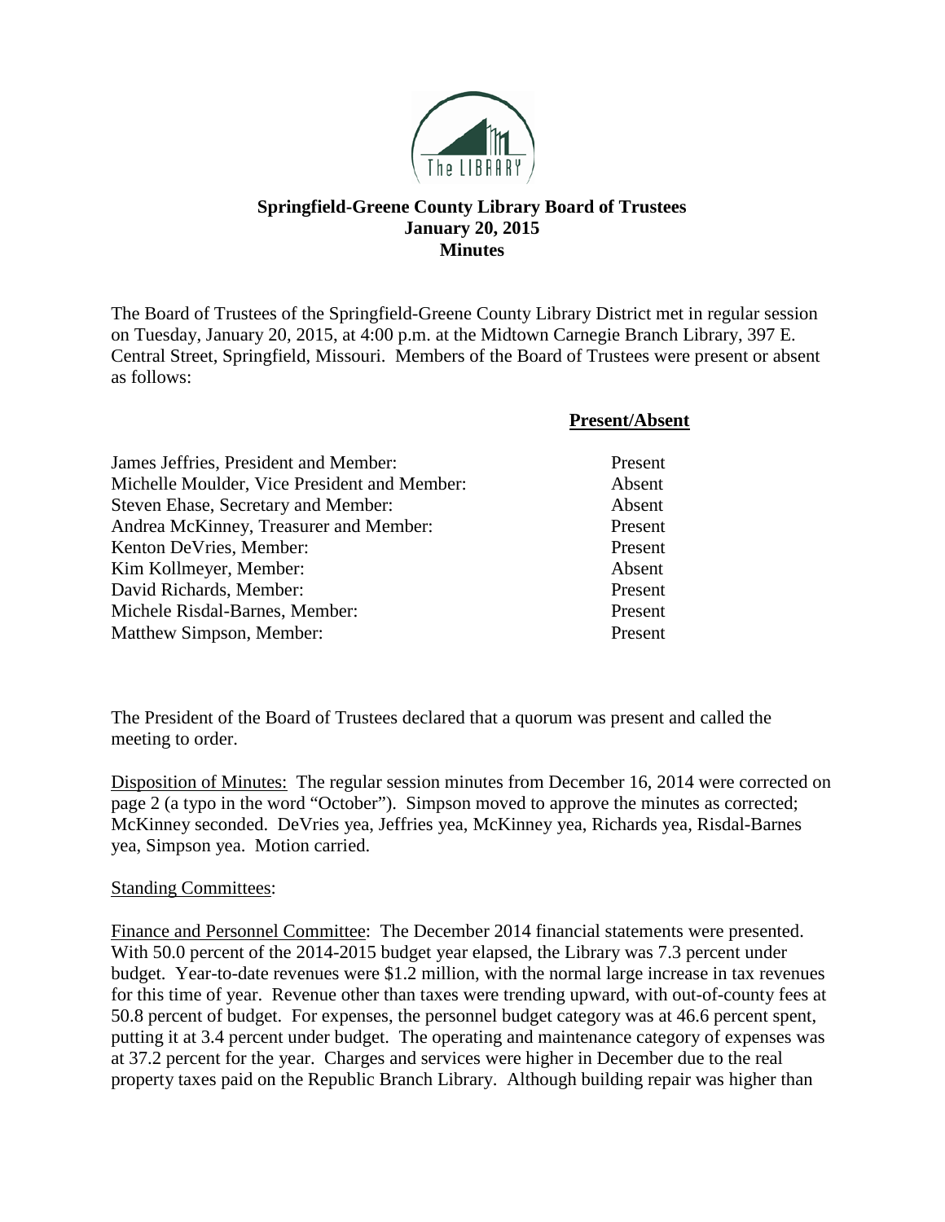**Springfield-Greene County Library Board of Trustees**
**January 20, 2015**
**Minutes**

The Board of Trustees of the Springfield-Greene County Library District met in regular session on Tuesday, January 20, 2015, at 4:00 p.m. at the Midtown Carnegie Branch Library, 397 E. Central Street, Springfield, Missouri. Members of the Board of Trustees were present or absent as follows:

| | **Present/Absent** |
|---|---|
| James Jeffries, President and Member: | Present |
| Michelle Moulder, Vice President and Member: | Absent |
| Steven Ehase, Secretary and Member: | Absent |
| Andrea McKinney, Treasurer and Member: | Present |
| Kenton DeVries, Member: | Present |
| Kim Kollmeyer, Member: | Absent |
| David Richards, Member: | Present |
| Michele Risdal-Barnes, Member: | Present |
| Matthew Simpson, Member: | Present |

The President of the Board of Trustees declared that a quorum was present and called the meeting to order.

Disposition of Minutes: The regular session minutes from December 16, 2014 were corrected on page 2 (a typo in the word "October"). Simpson moved to approve the minutes as corrected; McKinney seconded. DeVries yea, Jeffries yea, McKinney yea, Richards yea, Risdal-Barnes yea, Simpson yea. Motion carried.

Standing Committees:

Finance and Personnel Committee: The December 2014 financial statements were presented. With 50.0 percent of the 2014-2015 budget year elapsed, the Library was 7.3 percent under budget. Year-to-date revenues were $1.2 million, with the normal large increase in tax revenues for this time of year. Revenue other than taxes were trending upward, with out-of-county fees at 50.8 percent of budget. For expenses, the personnel budget category was at 46.6 percent spent, putting it at 3.4 percent under budget. The operating and maintenance category of expenses was at 37.2 percent for the year. Charges and services were higher in December due to the real property taxes paid on the Republic Branch Library. Although building repair was higher than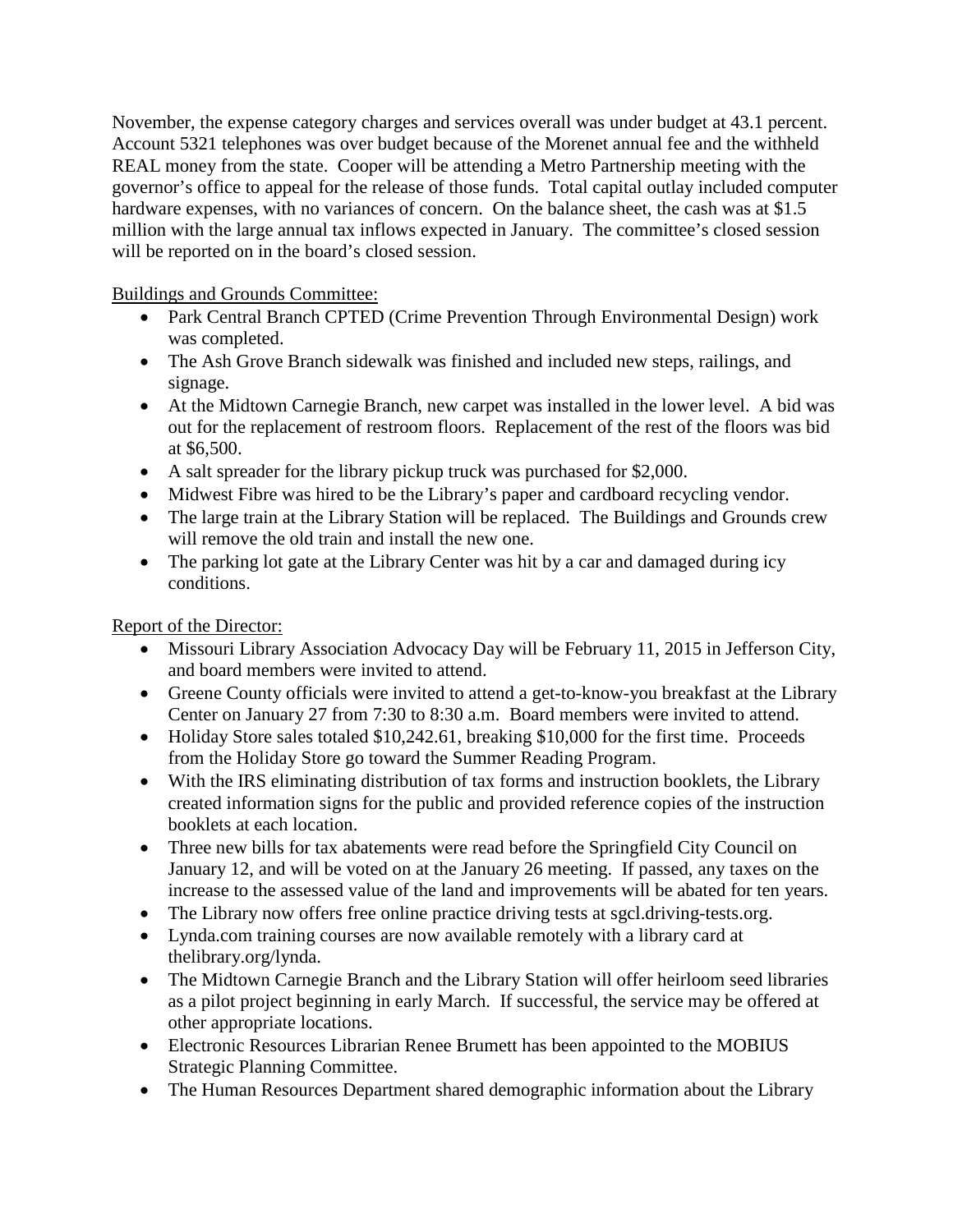November, the expense category charges and services overall was under budget at 43.1 percent. Account 5321 telephones was over budget because of the Morenet annual fee and the withheld REAL money from the state. Cooper will be attending a Metro Partnership meeting with the governor's office to appeal for the release of those funds. Total capital outlay included computer hardware expenses, with no variances of concern. On the balance sheet, the cash was at $1.5 million with the large annual tax inflows expected in January. The committee's closed session will be reported on in the board's closed session.

Buildings and Grounds Committee:

- Park Central Branch CPTED (Crime Prevention Through Environmental Design) work was completed.
- The Ash Grove Branch sidewalk was finished and included new steps, railings, and signage.
- At the Midtown Carnegie Branch, new carpet was installed in the lower level. A bid was out for the replacement of restroom floors. Replacement of the rest of the floors was bid at $6,500.
- A salt spreader for the library pickup truck was purchased for $2,000.
- Midwest Fibre was hired to be the Library's paper and cardboard recycling vendor.
- The large train at the Library Station will be replaced. The Buildings and Grounds crew will remove the old train and install the new one.
- The parking lot gate at the Library Center was hit by a car and damaged during icy conditions.

Report of the Director:

- Missouri Library Association Advocacy Day will be February 11, 2015 in Jefferson City, and board members were invited to attend.
- Greene County officials were invited to attend a get-to-know-you breakfast at the Library Center on January 27 from 7:30 to 8:30 a.m. Board members were invited to attend.
- Holiday Store sales totaled $10,242.61, breaking $10,000 for the first time. Proceeds from the Holiday Store go toward the Summer Reading Program.
- With the IRS eliminating distribution of tax forms and instruction booklets, the Library created information signs for the public and provided reference copies of the instruction booklets at each location.
- Three new bills for tax abatements were read before the Springfield City Council on January 12, and will be voted on at the January 26 meeting. If passed, any taxes on the increase to the assessed value of the land and improvements will be abated for ten years.
- The Library now offers free online practice driving tests at sgcl.driving-tests.org.
- Lynda.com training courses are now available remotely with a library card at thelibrary.org/lynda.
- The Midtown Carnegie Branch and the Library Station will offer heirloom seed libraries as a pilot project beginning in early March. If successful, the service may be offered at other appropriate locations.
- Electronic Resources Librarian Renee Brumett has been appointed to the MOBIUS Strategic Planning Committee.
- The Human Resources Department shared demographic information about the Library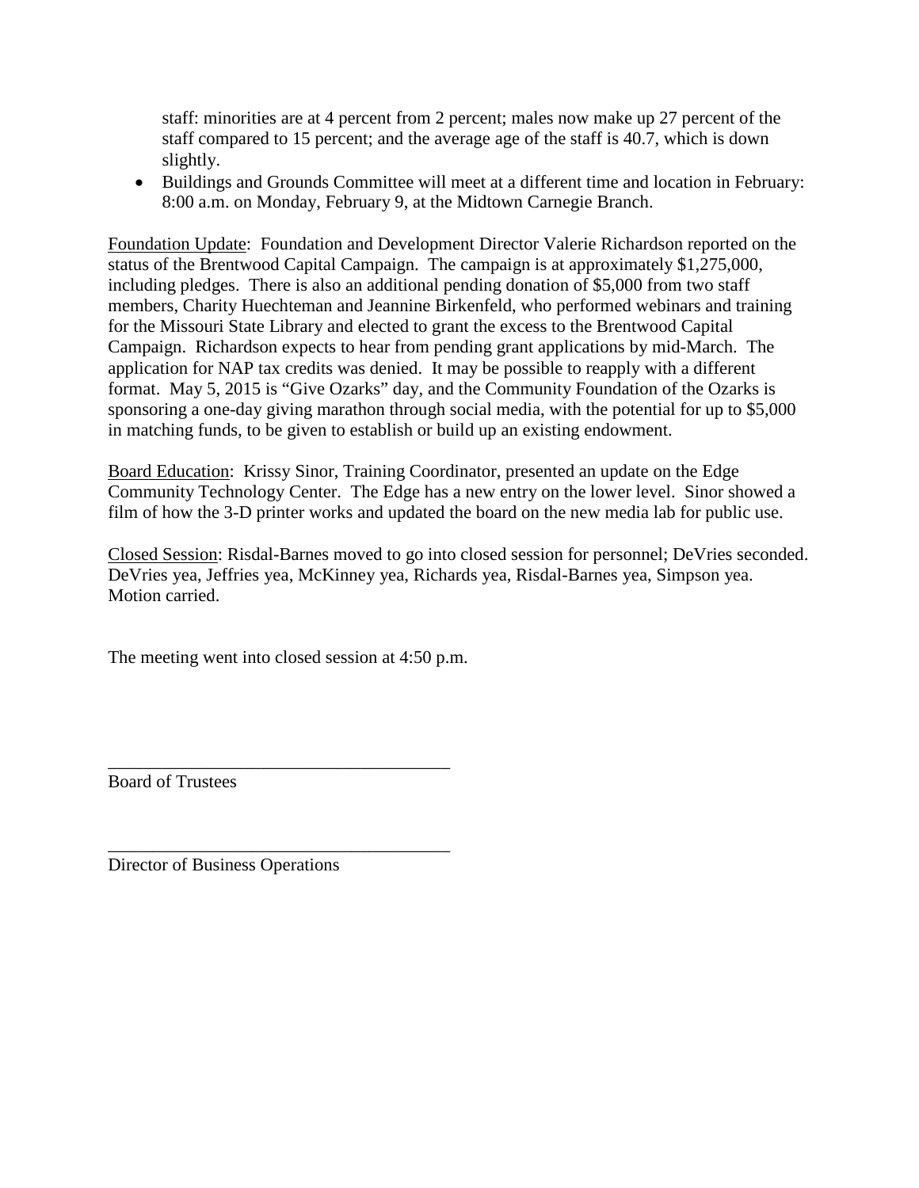staff: minorities are at 4 percent from 2 percent; males now make up 27 percent of the staff compared to 15 percent; and the average age of the staff is 40.7, which is down slightly.

- Buildings and Grounds Committee will meet at a different time and location in February: 8:00 a.m. on Monday, February 9, at the Midtown Carnegie Branch.

Foundation Update: Foundation and Development Director Valerie Richardson reported on the status of the Brentwood Capital Campaign. The campaign is at approximately $1,275,000, including pledges. There is also an additional pending donation of $5,000 from two staff members, Charity Huechteman and Jeannine Birkenfeld, who performed webinars and training for the Missouri State Library and elected to grant the excess to the Brentwood Capital Campaign. Richardson expects to hear from pending grant applications by mid-March. The application for NAP tax credits was denied. It may be possible to reapply with a different format. May 5, 2015 is "Give Ozarks" day, and the Community Foundation of the Ozarks is sponsoring a one-day giving marathon through social media, with the potential for up to $5,000 in matching funds, to be given to establish or build up an existing endowment.

Board Education: Krissy Sinor, Training Coordinator, presented an update on the Edge Community Technology Center. The Edge has a new entry on the lower level. Sinor showed a film of how the 3-D printer works and updated the board on the new media lab for public use.

Closed Session: Risdal-Barnes moved to go into closed session for personnel; DeVries seconded. DeVries yea, Jeffries yea, McKinney yea, Richards yea, Risdal-Barnes yea, Simpson yea. Motion carried.

The meeting went into closed session at 4:50 p.m.

\_\_\_\_\_\_\_\_\_\_\_\_\_\_\_\_\_\_\_\_\_\_\_\_\_\_\_\_\_\_\_\_\_\_\_\_\_\_

Board of Trustees

\_\_\_\_\_\_\_\_\_\_\_\_\_\_\_\_\_\_\_\_\_\_\_\_\_\_\_\_\_\_\_\_\_\_\_\_\_\_

Director of Business Operations